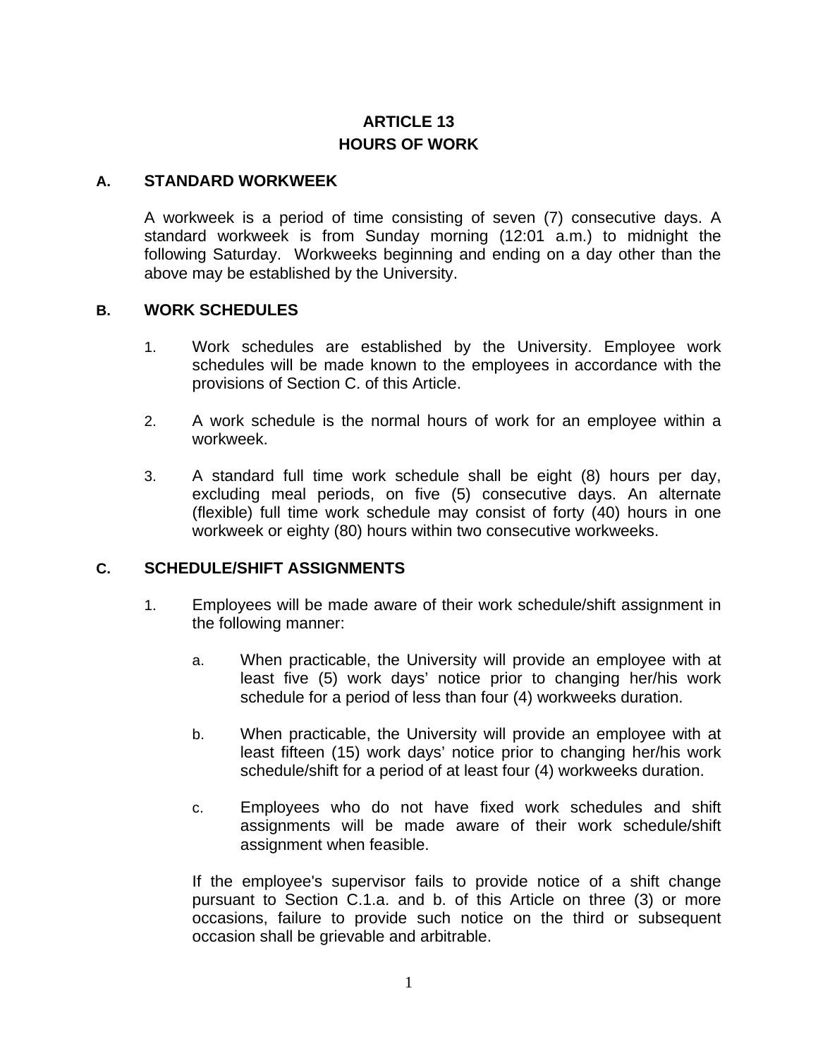# ARTICLE 13
# HOURS OF WORK

## A. STANDARD WORKWEEK

A workweek is a period of time consisting of seven (7) consecutive days. A standard workweek is from Sunday morning (12:01 a.m.) to midnight the following Saturday. Workweeks beginning and ending on a day other than the above may be established by the University.

## B. WORK SCHEDULES

1. Work schedules are established by the University. Employee work schedules will be made known to the employees in accordance with the provisions of Section C. of this Article.

2. A work schedule is the normal hours of work for an employee within a workweek.

3. A standard full time work schedule shall be eight (8) hours per day, excluding meal periods, on five (5) consecutive days. An alternate (flexible) full time work schedule may consist of forty (40) hours in one workweek or eighty (80) hours within two consecutive workweeks.

## C. SCHEDULE/SHIFT ASSIGNMENTS

1. Employees will be made aware of their work schedule/shift assignment in the following manner:

   a. When practicable, the University will provide an employee with at least five (5) work days' notice prior to changing her/his work schedule for a period of less than four (4) workweeks duration.

   b. When practicable, the University will provide an employee with at least fifteen (15) work days' notice prior to changing her/his work schedule/shift for a period of at least four (4) workweeks duration.

   c. Employees who do not have fixed work schedules and shift assignments will be made aware of their work schedule/shift assignment when feasible.

   If the employee's supervisor fails to provide notice of a shift change pursuant to Section C.1.a. and b. of this Article on three (3) or more occasions, failure to provide such notice on the third or subsequent occasion shall be grievable and arbitrable.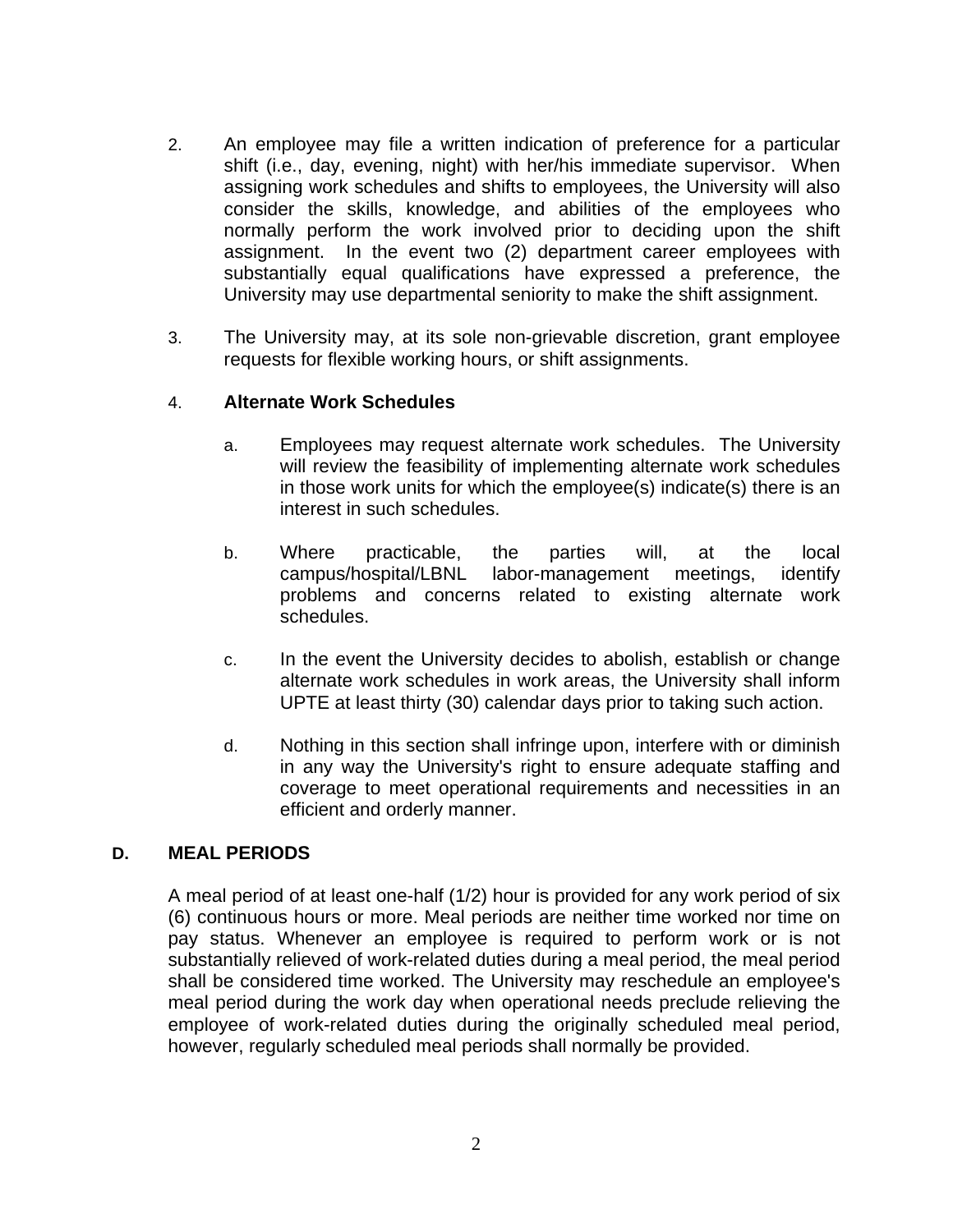2. An employee may file a written indication of preference for a particular shift (i.e., day, evening, night) with her/his immediate supervisor. When assigning work schedules and shifts to employees, the University will also consider the skills, knowledge, and abilities of the employees who normally perform the work involved prior to deciding upon the shift assignment. In the event two (2) department career employees with substantially equal qualifications have expressed a preference, the University may use departmental seniority to make the shift assignment.

3. The University may, at its sole non-grievable discretion, grant employee requests for flexible working hours, or shift assignments.

4. **Alternate Work Schedules**

   a. Employees may request alternate work schedules. The University will review the feasibility of implementing alternate work schedules in those work units for which the employee(s) indicate(s) there is an interest in such schedules.

   b. Where practicable, the parties will, at the local campus/hospital/LBNL labor-management meetings, identify problems and concerns related to existing alternate work schedules.

   c. In the event the University decides to abolish, establish or change alternate work schedules in work areas, the University shall inform UPTE at least thirty (30) calendar days prior to taking such action.

   d. Nothing in this section shall infringe upon, interfere with or diminish in any way the University's right to ensure adequate staffing and coverage to meet operational requirements and necessities in an efficient and orderly manner.

## D. MEAL PERIODS

A meal period of at least one-half (1/2) hour is provided for any work period of six (6) continuous hours or more. Meal periods are neither time worked nor time on pay status. Whenever an employee is required to perform work or is not substantially relieved of work-related duties during a meal period, the meal period shall be considered time worked. The University may reschedule an employee's meal period during the work day when operational needs preclude relieving the employee of work-related duties during the originally scheduled meal period, however, regularly scheduled meal periods shall normally be provided.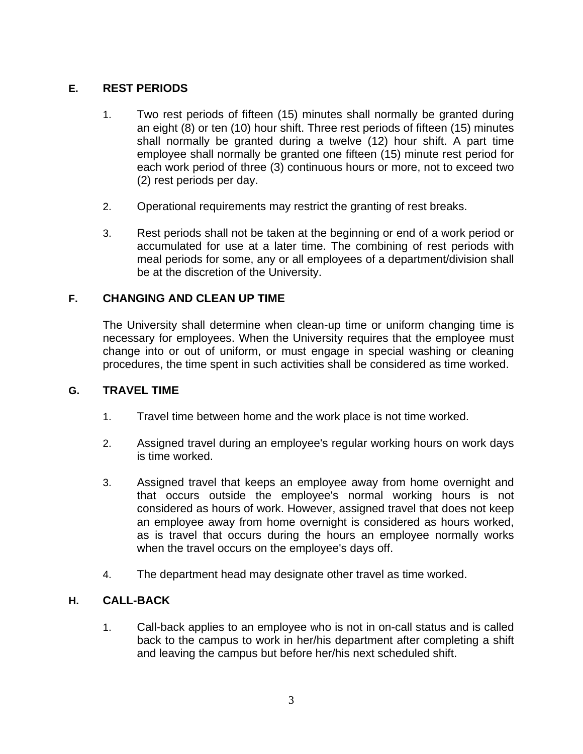## E. REST PERIODS

1. Two rest periods of fifteen (15) minutes shall normally be granted during an eight (8) or ten (10) hour shift. Three rest periods of fifteen (15) minutes shall normally be granted during a twelve (12) hour shift. A part time employee shall normally be granted one fifteen (15) minute rest period for each work period of three (3) continuous hours or more, not to exceed two (2) rest periods per day.

2. Operational requirements may restrict the granting of rest breaks.

3. Rest periods shall not be taken at the beginning or end of a work period or accumulated for use at a later time. The combining of rest periods with meal periods for some, any or all employees of a department/division shall be at the discretion of the University.

## F. CHANGING AND CLEAN UP TIME

The University shall determine when clean-up time or uniform changing time is necessary for employees. When the University requires that the employee must change into or out of uniform, or must engage in special washing or cleaning procedures, the time spent in such activities shall be considered as time worked.

## G. TRAVEL TIME

1. Travel time between home and the work place is not time worked.

2. Assigned travel during an employee's regular working hours on work days is time worked.

3. Assigned travel that keeps an employee away from home overnight and that occurs outside the employee's normal working hours is not considered as hours of work. However, assigned travel that does not keep an employee away from home overnight is considered as hours worked, as is travel that occurs during the hours an employee normally works when the travel occurs on the employee's days off.

4. The department head may designate other travel as time worked.

## H. CALL-BACK

1. Call-back applies to an employee who is not in on-call status and is called back to the campus to work in her/his department after completing a shift and leaving the campus but before her/his next scheduled shift.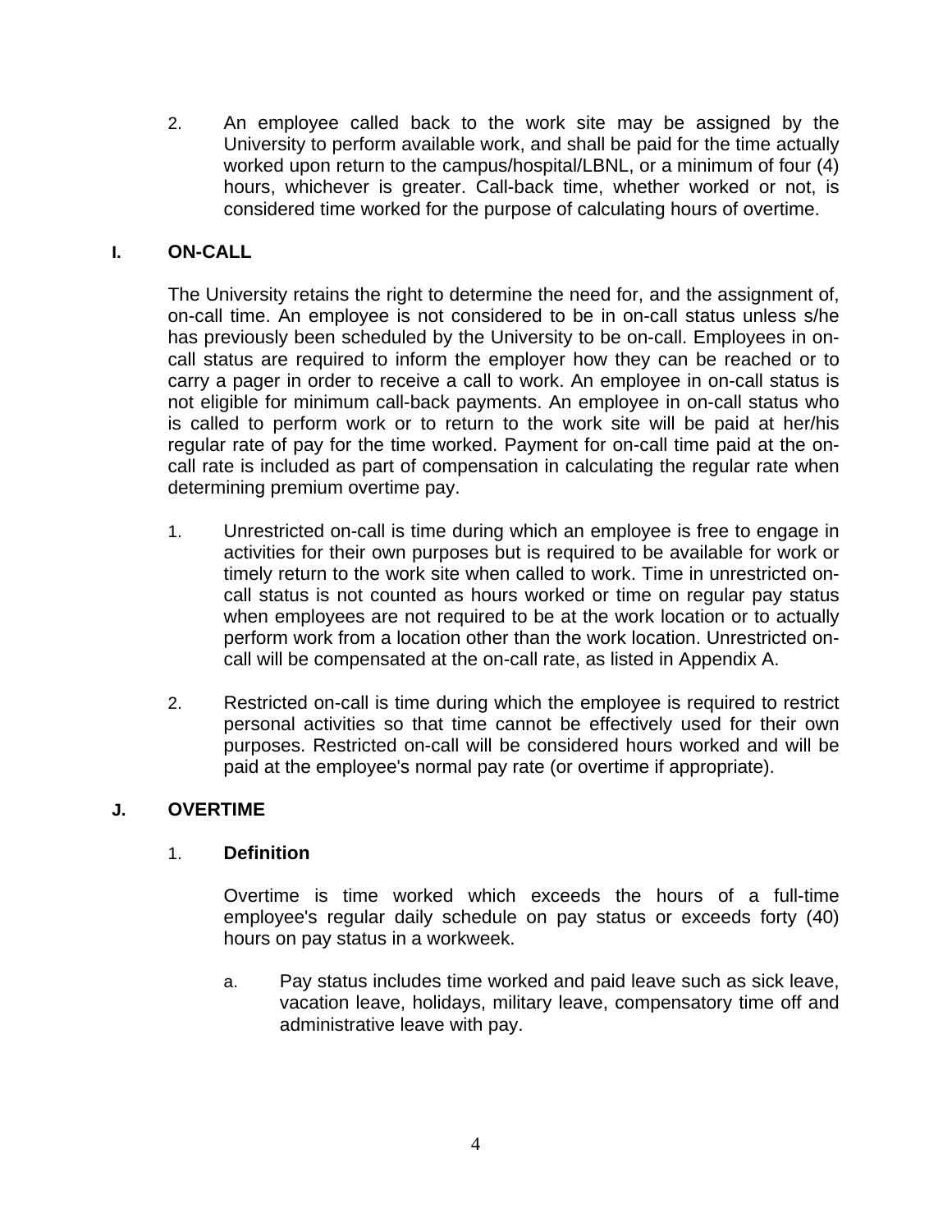2. An employee called back to the work site may be assigned by the University to perform available work, and shall be paid for the time actually worked upon return to the campus/hospital/LBNL, or a minimum of four (4) hours, whichever is greater. Call-back time, whether worked or not, is considered time worked for the purpose of calculating hours of overtime.

## I. ON-CALL

The University retains the right to determine the need for, and the assignment of, on-call time. An employee is not considered to be in on-call status unless s/he has previously been scheduled by the University to be on-call. Employees in on-call status are required to inform the employer how they can be reached or to carry a pager in order to receive a call to work. An employee in on-call status is not eligible for minimum call-back payments. An employee in on-call status who is called to perform work or to return to the work site will be paid at her/his regular rate of pay for the time worked. Payment for on-call time paid at the on-call rate is included as part of compensation in calculating the regular rate when determining premium overtime pay.

1. Unrestricted on-call is time during which an employee is free to engage in activities for their own purposes but is required to be available for work or timely return to the work site when called to work. Time in unrestricted on-call status is not counted as hours worked or time on regular pay status when employees are not required to be at the work location or to actually perform work from a location other than the work location. Unrestricted on-call will be compensated at the on-call rate, as listed in Appendix A.

2. Restricted on-call is time during which the employee is required to restrict personal activities so that time cannot be effectively used for their own purposes. Restricted on-call will be considered hours worked and will be paid at the employee's normal pay rate (or overtime if appropriate).

## J. OVERTIME

### 1. Definition

Overtime is time worked which exceeds the hours of a full-time employee's regular daily schedule on pay status or exceeds forty (40) hours on pay status in a workweek.

a. Pay status includes time worked and paid leave such as sick leave, vacation leave, holidays, military leave, compensatory time off and administrative leave with pay.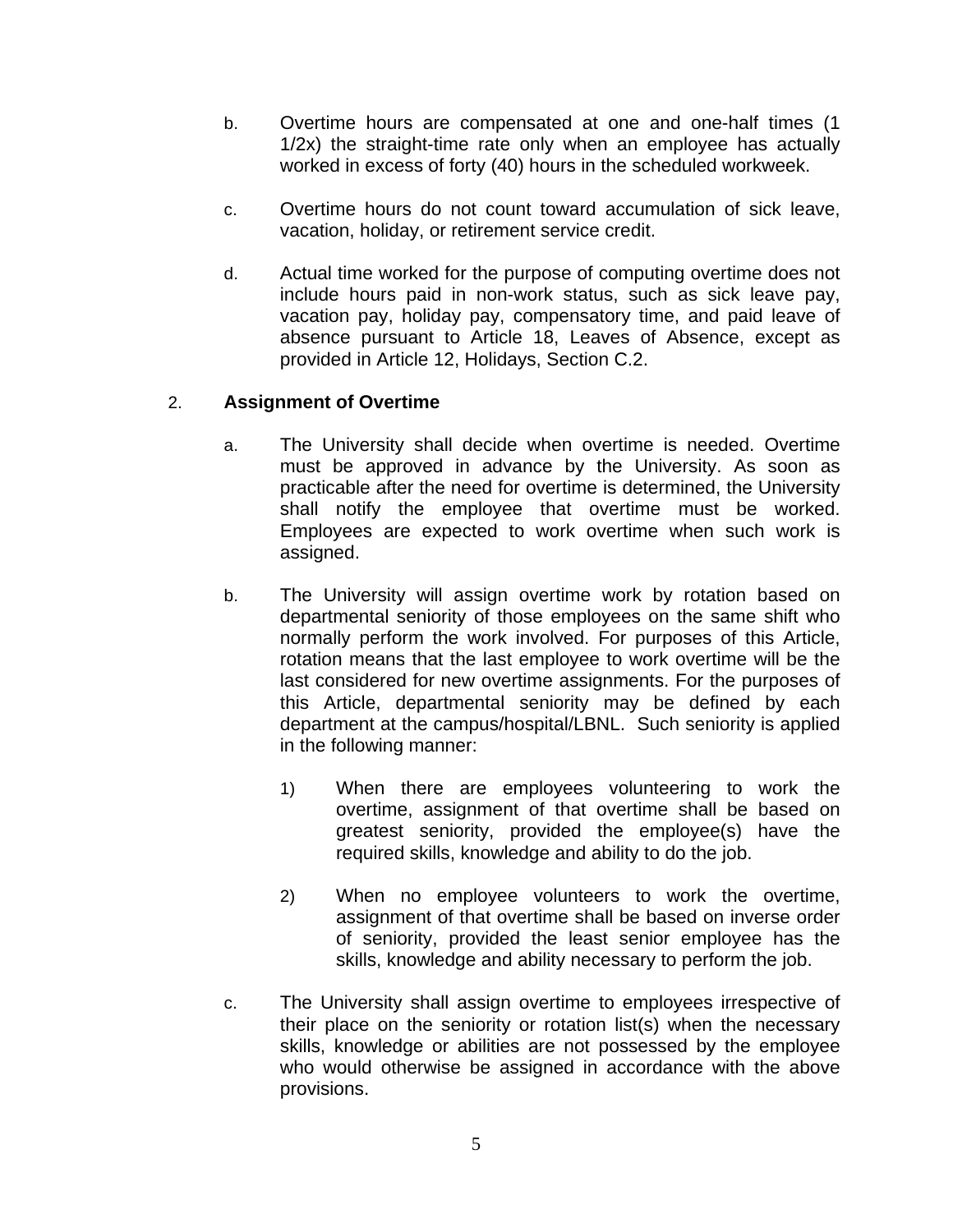b. Overtime hours are compensated at one and one-half times (1 1/2x) the straight-time rate only when an employee has actually worked in excess of forty (40) hours in the scheduled workweek.

c. Overtime hours do not count toward accumulation of sick leave, vacation, holiday, or retirement service credit.

d. Actual time worked for the purpose of computing overtime does not include hours paid in non-work status, such as sick leave pay, vacation pay, holiday pay, compensatory time, and paid leave of absence pursuant to Article 18, Leaves of Absence, except as provided in Article 12, Holidays, Section C.2.

2. **Assignment of Overtime**

a. The University shall decide when overtime is needed. Overtime must be approved in advance by the University. As soon as practicable after the need for overtime is determined, the University shall notify the employee that overtime must be worked. Employees are expected to work overtime when such work is assigned.

b. The University will assign overtime work by rotation based on departmental seniority of those employees on the same shift who normally perform the work involved. For purposes of this Article, rotation means that the last employee to work overtime will be the last considered for new overtime assignments. For the purposes of this Article, departmental seniority may be defined by each department at the campus/hospital/LBNL. Such seniority is applied in the following manner:

1) When there are employees volunteering to work the overtime, assignment of that overtime shall be based on greatest seniority, provided the employee(s) have the required skills, knowledge and ability to do the job.

2) When no employee volunteers to work the overtime, assignment of that overtime shall be based on inverse order of seniority, provided the least senior employee has the skills, knowledge and ability necessary to perform the job.

c. The University shall assign overtime to employees irrespective of their place on the seniority or rotation list(s) when the necessary skills, knowledge or abilities are not possessed by the employee who would otherwise be assigned in accordance with the above provisions.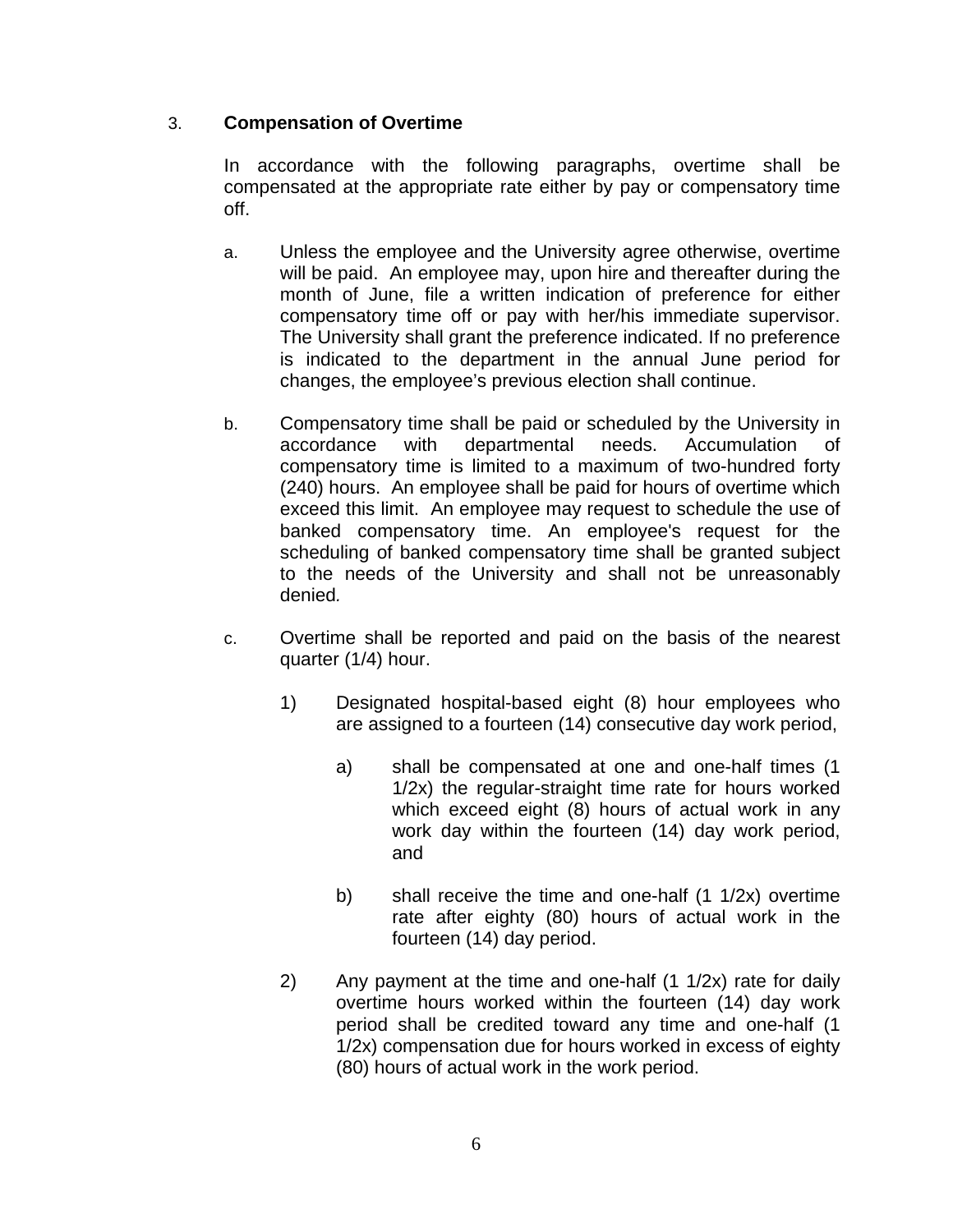### 3. Compensation of Overtime

In accordance with the following paragraphs, overtime shall be compensated at the appropriate rate either by pay or compensatory time off.

a. Unless the employee and the University agree otherwise, overtime will be paid. An employee may, upon hire and thereafter during the month of June, file a written indication of preference for either compensatory time off or pay with her/his immediate supervisor. The University shall grant the preference indicated. If no preference is indicated to the department in the annual June period for changes, the employee's previous election shall continue.

b. Compensatory time shall be paid or scheduled by the University in accordance with departmental needs. Accumulation of compensatory time is limited to a maximum of two-hundred forty (240) hours. An employee shall be paid for hours of overtime which exceed this limit. An employee may request to schedule the use of banked compensatory time. An employee's request for the scheduling of banked compensatory time shall be granted subject to the needs of the University and shall not be unreasonably denied.

c. Overtime shall be reported and paid on the basis of the nearest quarter (1/4) hour.

   1) Designated hospital-based eight (8) hour employees who are assigned to a fourteen (14) consecutive day work period,

      a) shall be compensated at one and one-half times (1 1/2x) the regular-straight time rate for hours worked which exceed eight (8) hours of actual work in any work day within the fourteen (14) day work period, and

      b) shall receive the time and one-half (1 1/2x) overtime rate after eighty (80) hours of actual work in the fourteen (14) day period.

   2) Any payment at the time and one-half (1 1/2x) rate for daily overtime hours worked within the fourteen (14) day work period shall be credited toward any time and one-half (1 1/2x) compensation due for hours worked in excess of eighty (80) hours of actual work in the work period.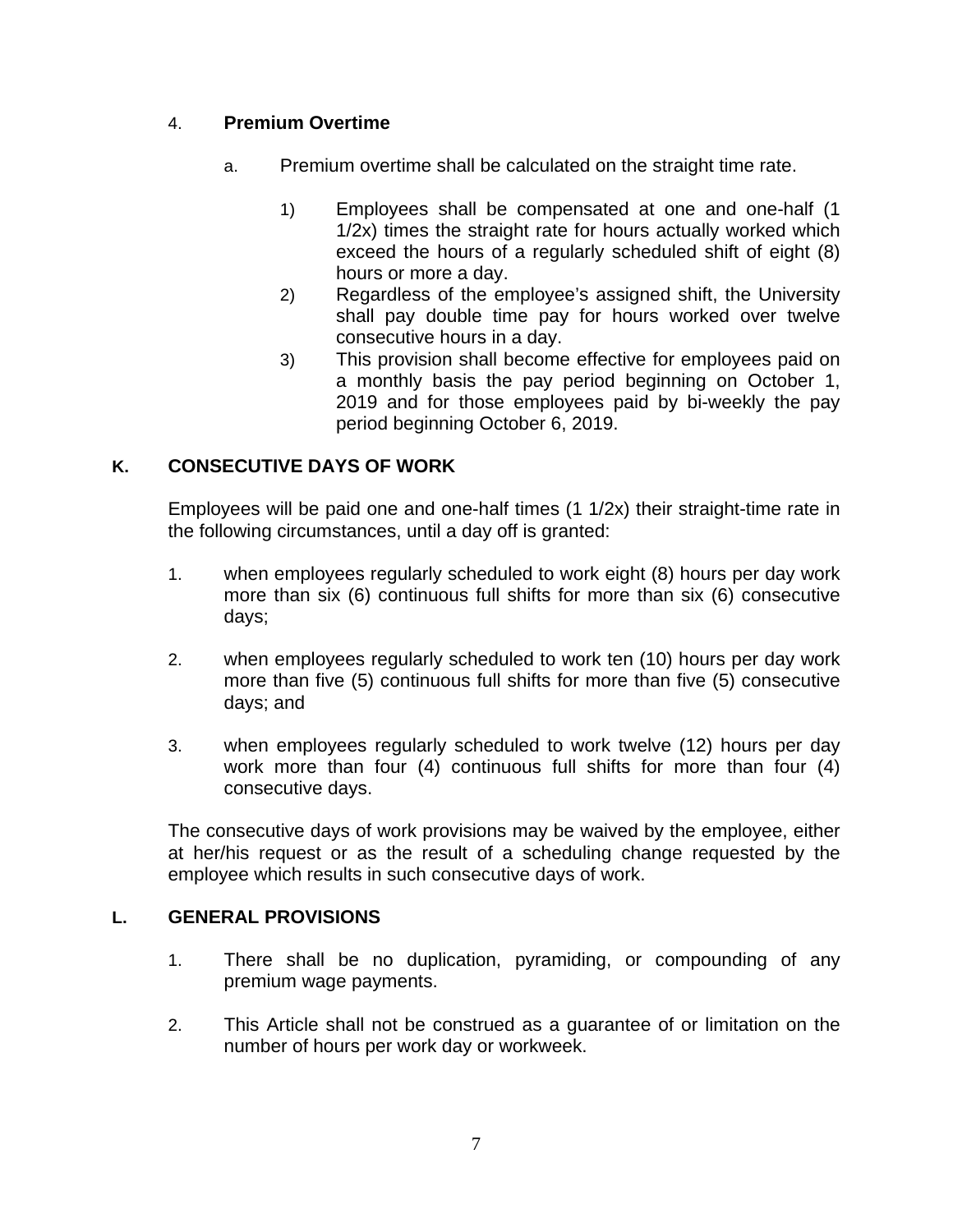4. **Premium Overtime**

   a. Premium overtime shall be calculated on the straight time rate.

      1) Employees shall be compensated at one and one-half (1 1/2x) times the straight rate for hours actually worked which exceed the hours of a regularly scheduled shift of eight (8) hours or more a day.
      2) Regardless of the employee's assigned shift, the University shall pay double time pay for hours worked over twelve consecutive hours in a day.
      3) This provision shall become effective for employees paid on a monthly basis the pay period beginning on October 1, 2019 and for those employees paid by bi-weekly the pay period beginning October 6, 2019.

### K. CONSECUTIVE DAYS OF WORK

Employees will be paid one and one-half times (1 1/2x) their straight-time rate in the following circumstances, until a day off is granted:

1. when employees regularly scheduled to work eight (8) hours per day work more than six (6) continuous full shifts for more than six (6) consecutive days;

2. when employees regularly scheduled to work ten (10) hours per day work more than five (5) continuous full shifts for more than five (5) consecutive days; and

3. when employees regularly scheduled to work twelve (12) hours per day work more than four (4) continuous full shifts for more than four (4) consecutive days.

The consecutive days of work provisions may be waived by the employee, either at her/his request or as the result of a scheduling change requested by the employee which results in such consecutive days of work.

### L. GENERAL PROVISIONS

1. There shall be no duplication, pyramiding, or compounding of any premium wage payments.

2. This Article shall not be construed as a guarantee of or limitation on the number of hours per work day or workweek.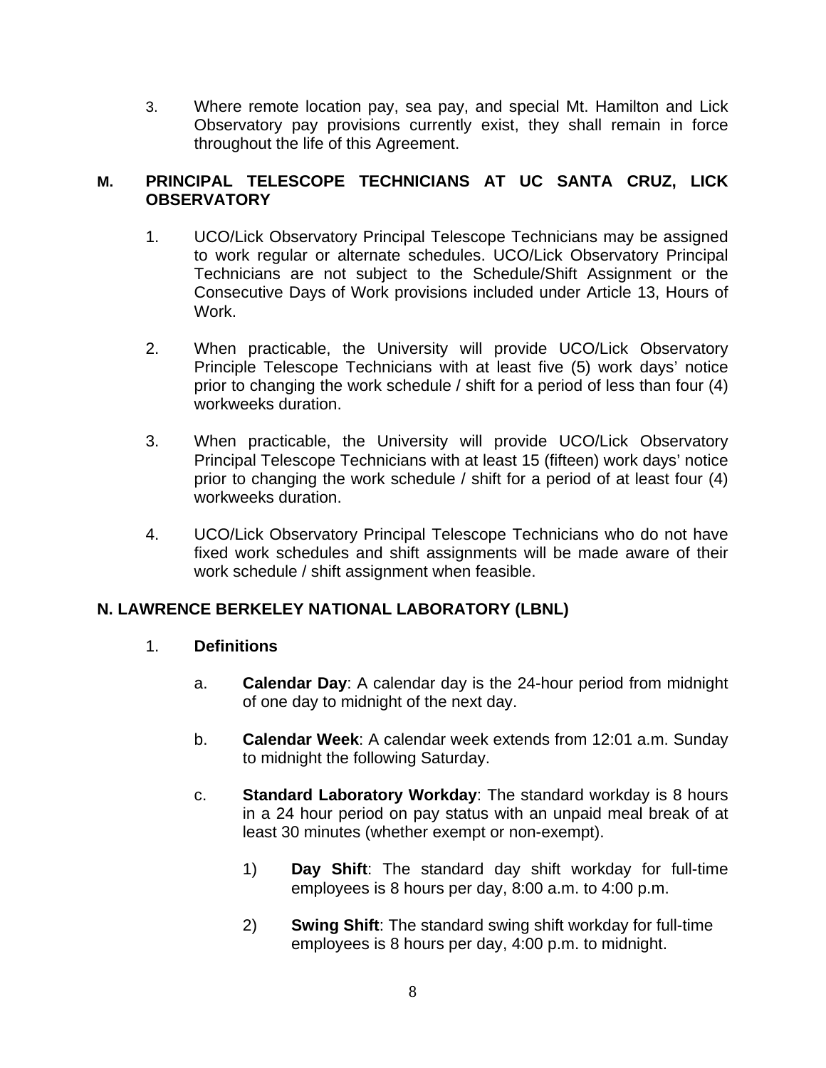3. Where remote location pay, sea pay, and special Mt. Hamilton and Lick Observatory pay provisions currently exist, they shall remain in force throughout the life of this Agreement.

## M. PRINCIPAL TELESCOPE TECHNICIANS AT UC SANTA CRUZ, LICK OBSERVATORY

1. UCO/Lick Observatory Principal Telescope Technicians may be assigned to work regular or alternate schedules. UCO/Lick Observatory Principal Technicians are not subject to the Schedule/Shift Assignment or the Consecutive Days of Work provisions included under Article 13, Hours of Work.

2. When practicable, the University will provide UCO/Lick Observatory Principle Telescope Technicians with at least five (5) work days' notice prior to changing the work schedule / shift for a period of less than four (4) workweeks duration.

3. When practicable, the University will provide UCO/Lick Observatory Principal Telescope Technicians with at least 15 (fifteen) work days' notice prior to changing the work schedule / shift for a period of at least four (4) workweeks duration.

4. UCO/Lick Observatory Principal Telescope Technicians who do not have fixed work schedules and shift assignments will be made aware of their work schedule / shift assignment when feasible.

## N. LAWRENCE BERKELEY NATIONAL LABORATORY (LBNL)

1. **Definitions**

   a. **Calendar Day**: A calendar day is the 24-hour period from midnight of one day to midnight of the next day.

   b. **Calendar Week**: A calendar week extends from 12:01 a.m. Sunday to midnight the following Saturday.

   c. **Standard Laboratory Workday**: The standard workday is 8 hours in a 24 hour period on pay status with an unpaid meal break of at least 30 minutes (whether exempt or non-exempt).

      1) **Day Shift**: The standard day shift workday for full-time employees is 8 hours per day, 8:00 a.m. to 4:00 p.m.

      2) **Swing Shift**: The standard swing shift workday for full-time employees is 8 hours per day, 4:00 p.m. to midnight.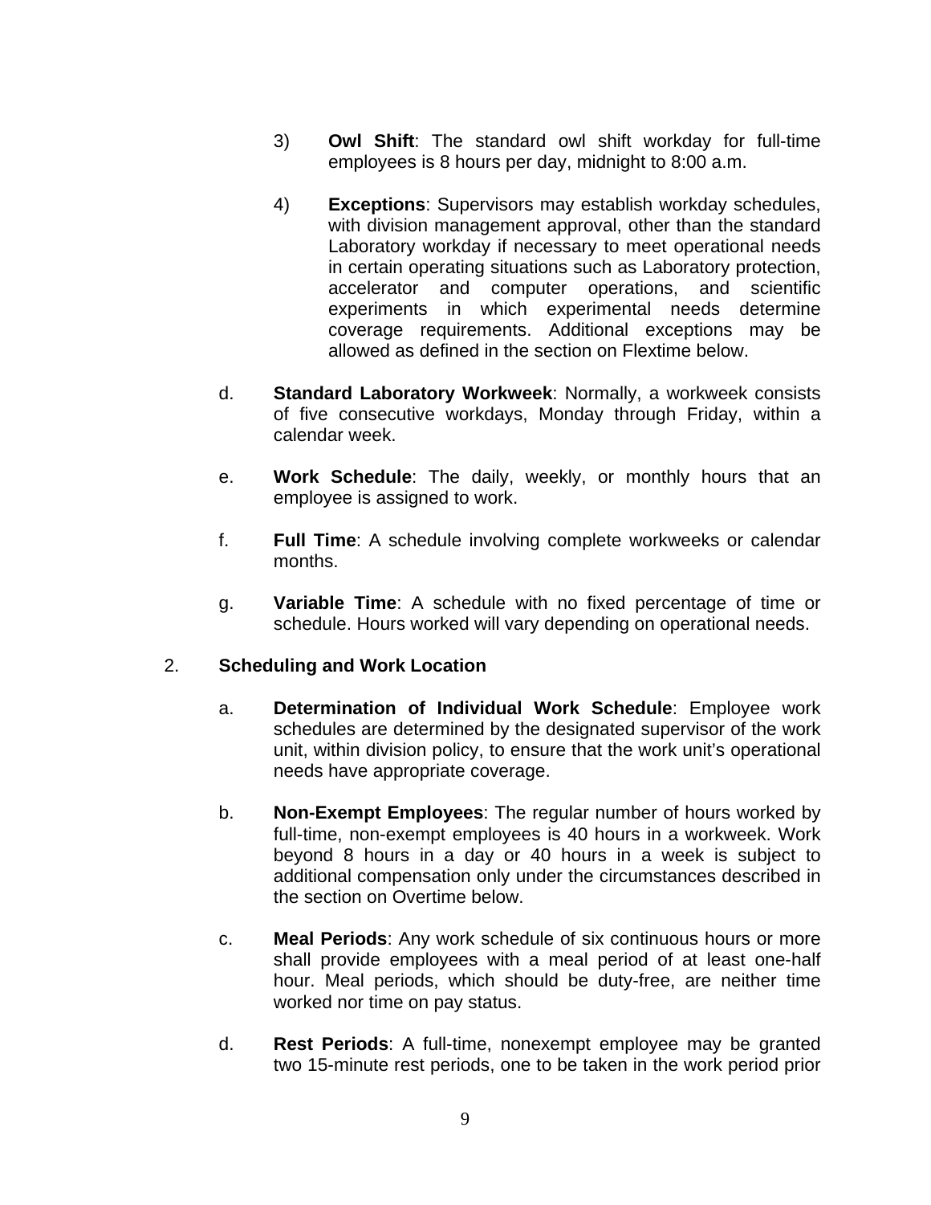3) **Owl Shift**: The standard owl shift workday for full-time employees is 8 hours per day, midnight to 8:00 a.m.

4) **Exceptions**: Supervisors may establish workday schedules, with division management approval, other than the standard Laboratory workday if necessary to meet operational needs in certain operating situations such as Laboratory protection, accelerator and computer operations, and scientific experiments in which experimental needs determine coverage requirements. Additional exceptions may be allowed as defined in the section on Flextime below.

d. **Standard Laboratory Workweek**: Normally, a workweek consists of five consecutive workdays, Monday through Friday, within a calendar week.

e. **Work Schedule**: The daily, weekly, or monthly hours that an employee is assigned to work.

f. **Full Time**: A schedule involving complete workweeks or calendar months.

g. **Variable Time**: A schedule with no fixed percentage of time or schedule. Hours worked will vary depending on operational needs.

2. **Scheduling and Work Location**

a. **Determination of Individual Work Schedule**: Employee work schedules are determined by the designated supervisor of the work unit, within division policy, to ensure that the work unit's operational needs have appropriate coverage.

b. **Non-Exempt Employees**: The regular number of hours worked by full-time, non-exempt employees is 40 hours in a workweek. Work beyond 8 hours in a day or 40 hours in a week is subject to additional compensation only under the circumstances described in the section on Overtime below.

c. **Meal Periods**: Any work schedule of six continuous hours or more shall provide employees with a meal period of at least one-half hour. Meal periods, which should be duty-free, are neither time worked nor time on pay status.

d. **Rest Periods**: A full-time, nonexempt employee may be granted two 15-minute rest periods, one to be taken in the work period prior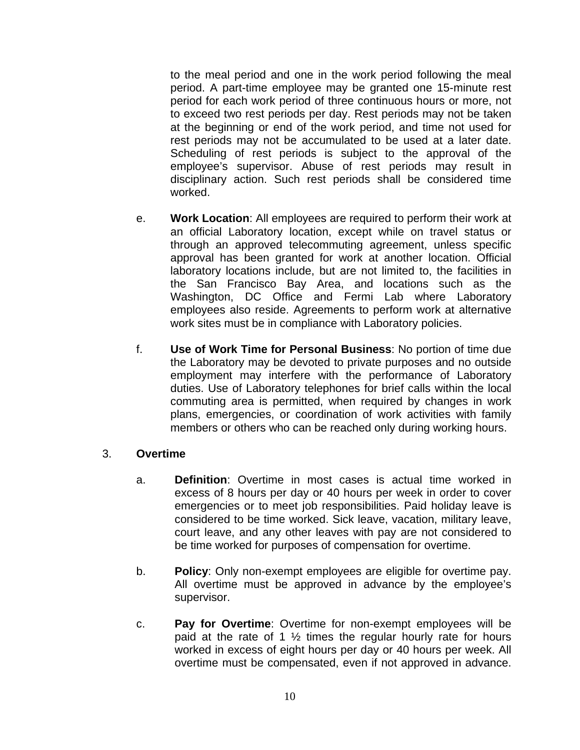to the meal period and one in the work period following the meal period. A part-time employee may be granted one 15-minute rest period for each work period of three continuous hours or more, not to exceed two rest periods per day. Rest periods may not be taken at the beginning or end of the work period, and time not used for rest periods may not be accumulated to be used at a later date. Scheduling of rest periods is subject to the approval of the employee's supervisor. Abuse of rest periods may result in disciplinary action. Such rest periods shall be considered time worked.

e. **Work Location**: All employees are required to perform their work at an official Laboratory location, except while on travel status or through an approved telecommuting agreement, unless specific approval has been granted for work at another location. Official laboratory locations include, but are not limited to, the facilities in the San Francisco Bay Area, and locations such as the Washington, DC Office and Fermi Lab where Laboratory employees also reside. Agreements to perform work at alternative work sites must be in compliance with Laboratory policies.

f. **Use of Work Time for Personal Business**: No portion of time due the Laboratory may be devoted to private purposes and no outside employment may interfere with the performance of Laboratory duties. Use of Laboratory telephones for brief calls within the local commuting area is permitted, when required by changes in work plans, emergencies, or coordination of work activities with family members or others who can be reached only during working hours.

3. **Overtime**

a. **Definition**: Overtime in most cases is actual time worked in excess of 8 hours per day or 40 hours per week in order to cover emergencies or to meet job responsibilities. Paid holiday leave is considered to be time worked. Sick leave, vacation, military leave, court leave, and any other leaves with pay are not considered to be time worked for purposes of compensation for overtime.

b. **Policy**: Only non-exempt employees are eligible for overtime pay. All overtime must be approved in advance by the employee's supervisor.

c. **Pay for Overtime**: Overtime for non-exempt employees will be paid at the rate of 1 ½ times the regular hourly rate for hours worked in excess of eight hours per day or 40 hours per week. All overtime must be compensated, even if not approved in advance.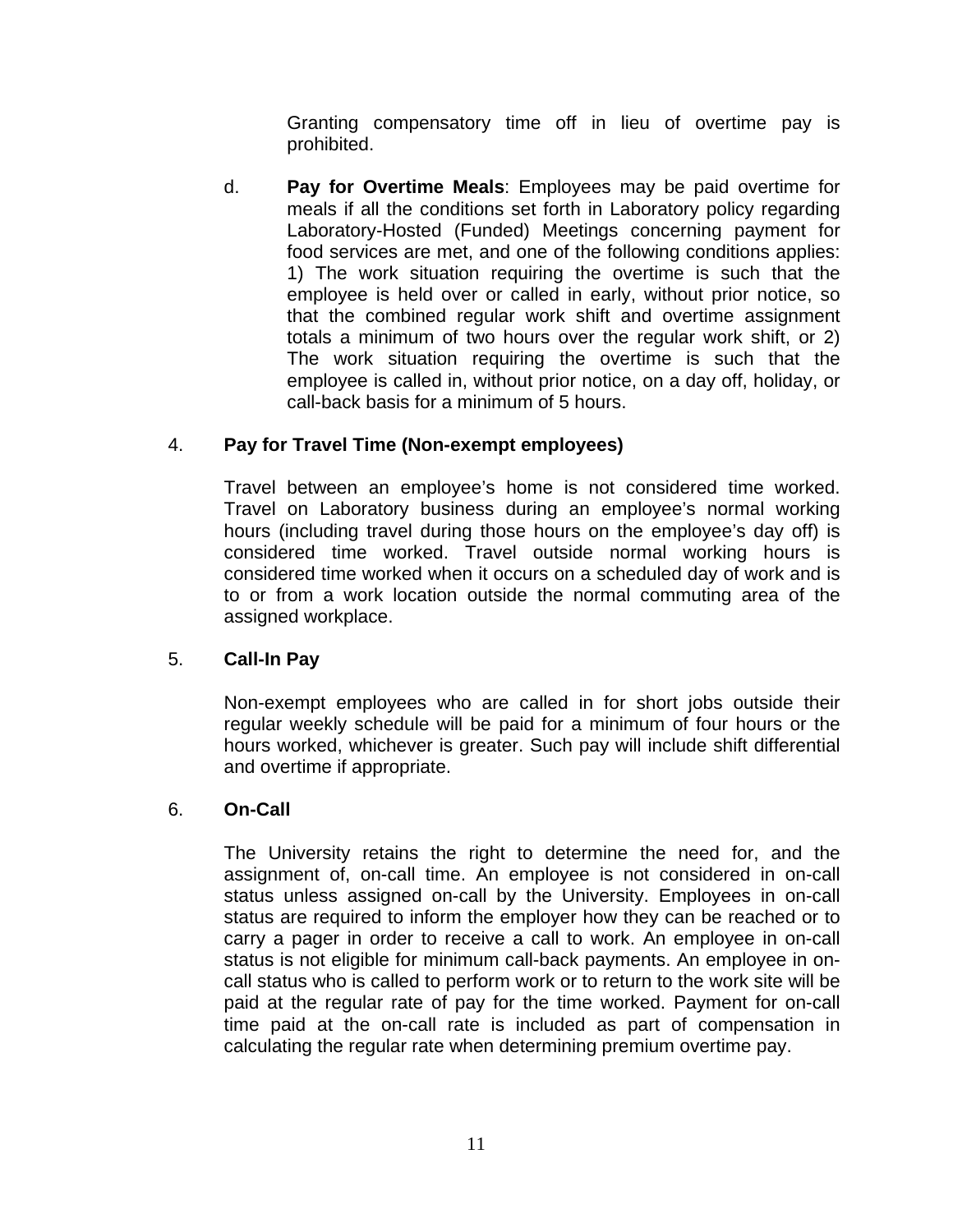Granting compensatory time off in lieu of overtime pay is prohibited.

d. **Pay for Overtime Meals**: Employees may be paid overtime for meals if all the conditions set forth in Laboratory policy regarding Laboratory-Hosted (Funded) Meetings concerning payment for food services are met, and one of the following conditions applies: 1) The work situation requiring the overtime is such that the employee is held over or called in early, without prior notice, so that the combined regular work shift and overtime assignment totals a minimum of two hours over the regular work shift, or 2) The work situation requiring the overtime is such that the employee is called in, without prior notice, on a day off, holiday, or call-back basis for a minimum of 5 hours.

4. **Pay for Travel Time (Non-exempt employees)**

Travel between an employee's home is not considered time worked. Travel on Laboratory business during an employee's normal working hours (including travel during those hours on the employee's day off) is considered time worked. Travel outside normal working hours is considered time worked when it occurs on a scheduled day of work and is to or from a work location outside the normal commuting area of the assigned workplace.

5. **Call-In Pay**

Non-exempt employees who are called in for short jobs outside their regular weekly schedule will be paid for a minimum of four hours or the hours worked, whichever is greater. Such pay will include shift differential and overtime if appropriate.

6. **On-Call**

The University retains the right to determine the need for, and the assignment of, on-call time. An employee is not considered in on-call status unless assigned on-call by the University. Employees in on-call status are required to inform the employer how they can be reached or to carry a pager in order to receive a call to work. An employee in on-call status is not eligible for minimum call-back payments. An employee in on-call status who is called to perform work or to return to the work site will be paid at the regular rate of pay for the time worked. Payment for on-call time paid at the on-call rate is included as part of compensation in calculating the regular rate when determining premium overtime pay.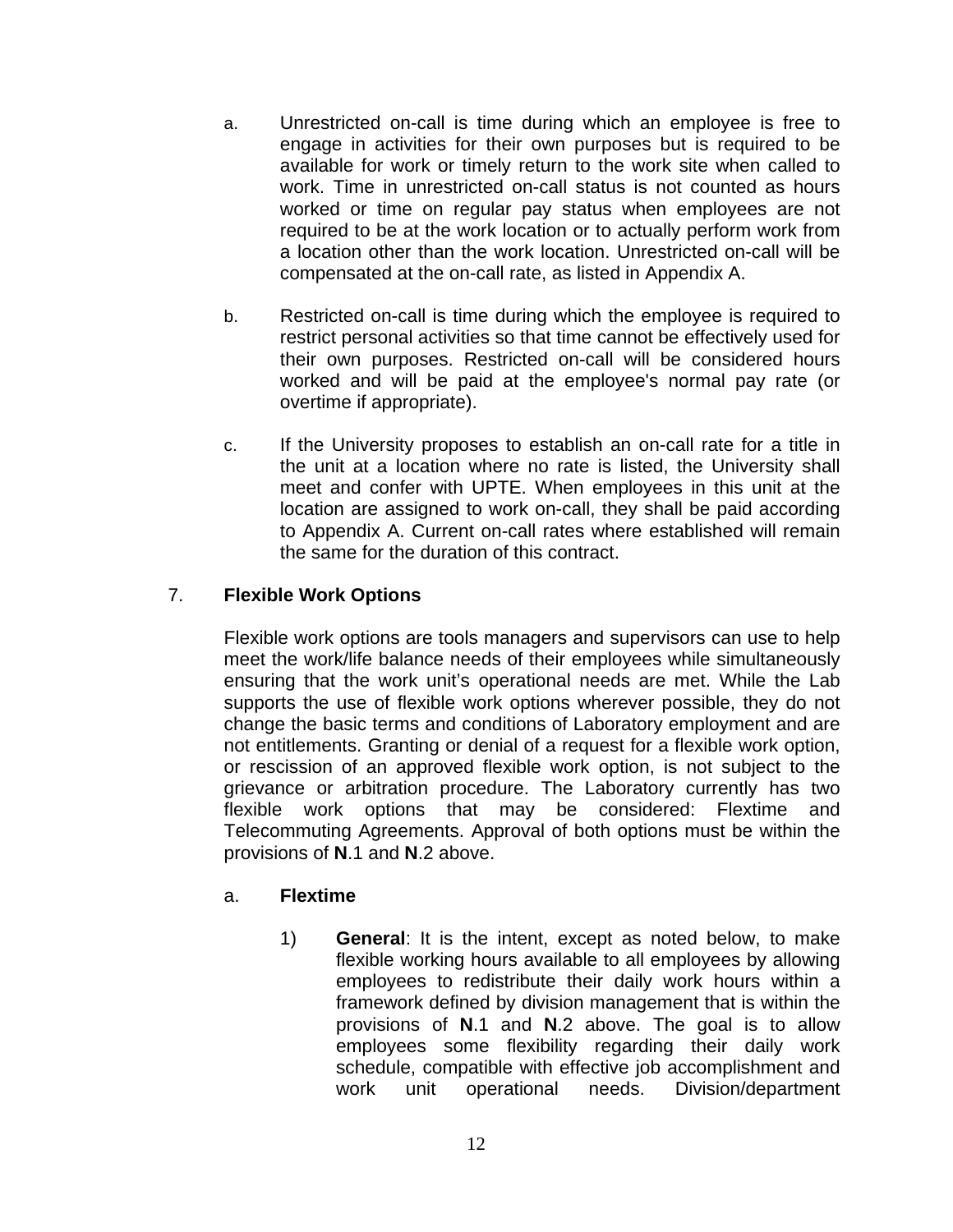a. Unrestricted on-call is time during which an employee is free to engage in activities for their own purposes but is required to be available for work or timely return to the work site when called to work. Time in unrestricted on-call status is not counted as hours worked or time on regular pay status when employees are not required to be at the work location or to actually perform work from a location other than the work location. Unrestricted on-call will be compensated at the on-call rate, as listed in Appendix A.

b. Restricted on-call is time during which the employee is required to restrict personal activities so that time cannot be effectively used for their own purposes. Restricted on-call will be considered hours worked and will be paid at the employee's normal pay rate (or overtime if appropriate).

c. If the University proposes to establish an on-call rate for a title in the unit at a location where no rate is listed, the University shall meet and confer with UPTE. When employees in this unit at the location are assigned to work on-call, they shall be paid according to Appendix A. Current on-call rates where established will remain the same for the duration of this contract.

7. **Flexible Work Options**

Flexible work options are tools managers and supervisors can use to help meet the work/life balance needs of their employees while simultaneously ensuring that the work unit's operational needs are met. While the Lab supports the use of flexible work options wherever possible, they do not change the basic terms and conditions of Laboratory employment and are not entitlements. Granting or denial of a request for a flexible work option, or rescission of an approved flexible work option, is not subject to the grievance or arbitration procedure. The Laboratory currently has two flexible work options that may be considered: Flextime and Telecommuting Agreements. Approval of both options must be within the provisions of **N**.1 and **N**.2 above.

a. **Flextime**

1) **General**: It is the intent, except as noted below, to make flexible working hours available to all employees by allowing employees to redistribute their daily work hours within a framework defined by division management that is within the provisions of **N**.1 and **N**.2 above. The goal is to allow employees some flexibility regarding their daily work schedule, compatible with effective job accomplishment and work unit operational needs. Division/department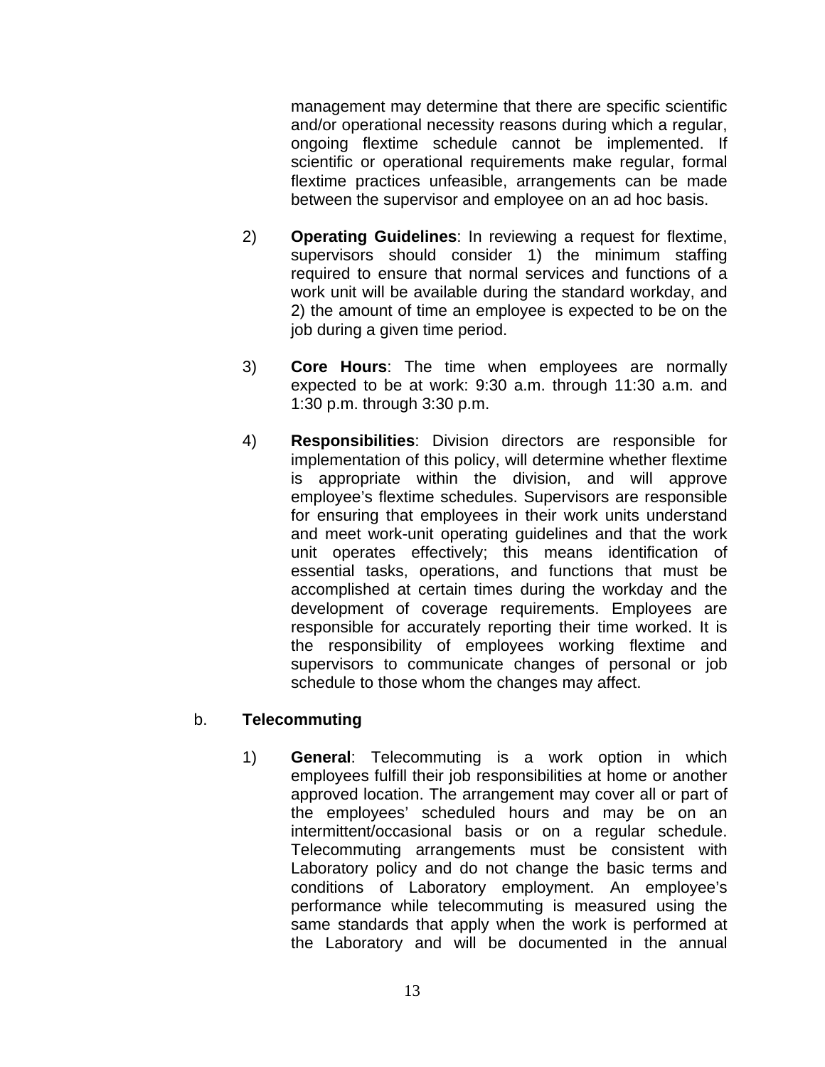management may determine that there are specific scientific and/or operational necessity reasons during which a regular, ongoing flextime schedule cannot be implemented. If scientific or operational requirements make regular, formal flextime practices unfeasible, arrangements can be made between the supervisor and employee on an ad hoc basis.

2) **Operating Guidelines**: In reviewing a request for flextime, supervisors should consider 1) the minimum staffing required to ensure that normal services and functions of a work unit will be available during the standard workday, and 2) the amount of time an employee is expected to be on the job during a given time period.

3) **Core Hours**: The time when employees are normally expected to be at work: 9:30 a.m. through 11:30 a.m. and 1:30 p.m. through 3:30 p.m.

4) **Responsibilities**: Division directors are responsible for implementation of this policy, will determine whether flextime is appropriate within the division, and will approve employee's flextime schedules. Supervisors are responsible for ensuring that employees in their work units understand and meet work-unit operating guidelines and that the work unit operates effectively; this means identification of essential tasks, operations, and functions that must be accomplished at certain times during the workday and the development of coverage requirements. Employees are responsible for accurately reporting their time worked. It is the responsibility of employees working flextime and supervisors to communicate changes of personal or job schedule to those whom the changes may affect.

b. **Telecommuting**

1) **General**: Telecommuting is a work option in which employees fulfill their job responsibilities at home or another approved location. The arrangement may cover all or part of the employees' scheduled hours and may be on an intermittent/occasional basis or on a regular schedule. Telecommuting arrangements must be consistent with Laboratory policy and do not change the basic terms and conditions of Laboratory employment. An employee's performance while telecommuting is measured using the same standards that apply when the work is performed at the Laboratory and will be documented in the annual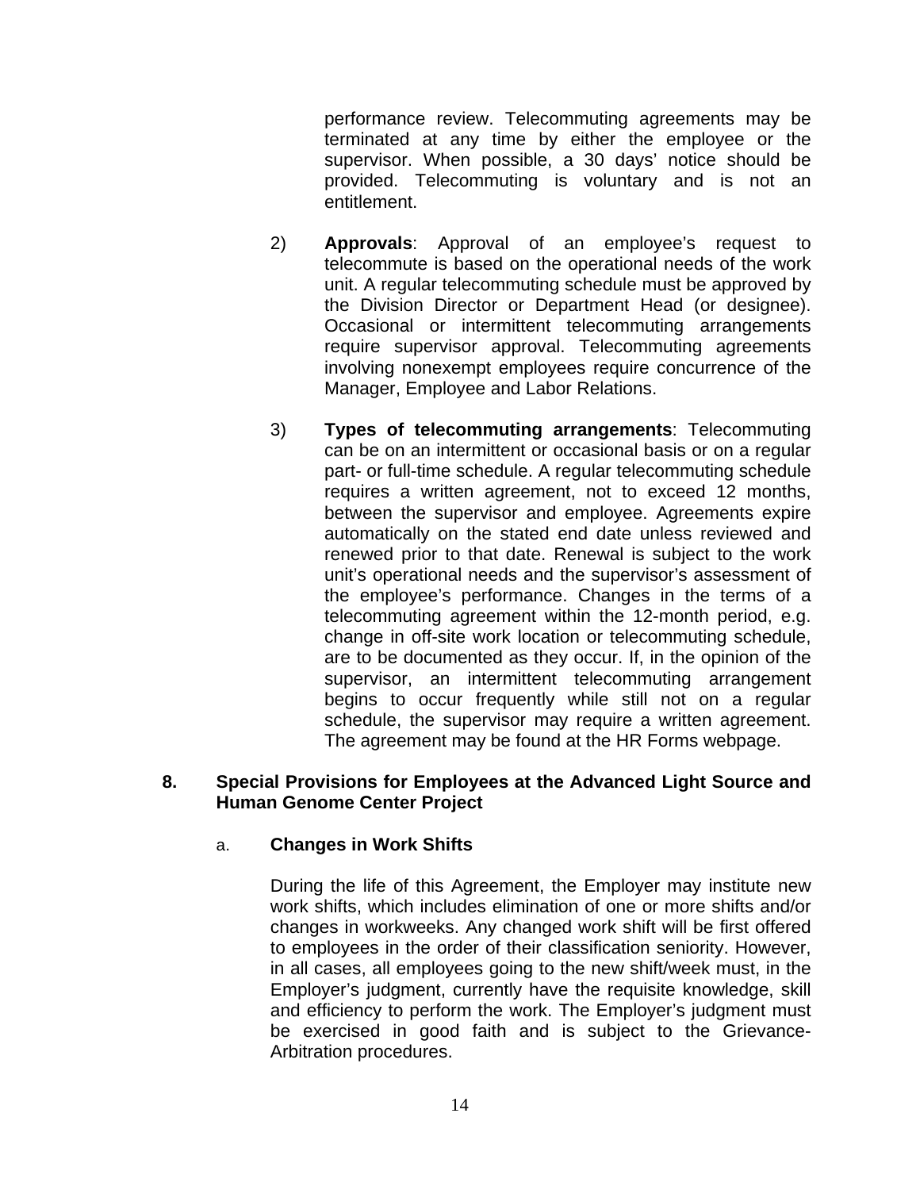performance review. Telecommuting agreements may be terminated at any time by either the employee or the supervisor. When possible, a 30 days' notice should be provided. Telecommuting is voluntary and is not an entitlement.

2) **Approvals**: Approval of an employee's request to telecommute is based on the operational needs of the work unit. A regular telecommuting schedule must be approved by the Division Director or Department Head (or designee). Occasional or intermittent telecommuting arrangements require supervisor approval. Telecommuting agreements involving nonexempt employees require concurrence of the Manager, Employee and Labor Relations.

3) **Types of telecommuting arrangements**: Telecommuting can be on an intermittent or occasional basis or on a regular part- or full-time schedule. A regular telecommuting schedule requires a written agreement, not to exceed 12 months, between the supervisor and employee. Agreements expire automatically on the stated end date unless reviewed and renewed prior to that date. Renewal is subject to the work unit's operational needs and the supervisor's assessment of the employee's performance. Changes in the terms of a telecommuting agreement within the 12-month period, e.g. change in off-site work location or telecommuting schedule, are to be documented as they occur. If, in the opinion of the supervisor, an intermittent telecommuting arrangement begins to occur frequently while still not on a regular schedule, the supervisor may require a written agreement. The agreement may be found at the HR Forms webpage.

**8. Special Provisions for Employees at the Advanced Light Source and Human Genome Center Project**

a. **Changes in Work Shifts**

During the life of this Agreement, the Employer may institute new work shifts, which includes elimination of one or more shifts and/or changes in workweeks. Any changed work shift will be first offered to employees in the order of their classification seniority. However, in all cases, all employees going to the new shift/week must, in the Employer's judgment, currently have the requisite knowledge, skill and efficiency to perform the work. The Employer's judgment must be exercised in good faith and is subject to the Grievance-Arbitration procedures.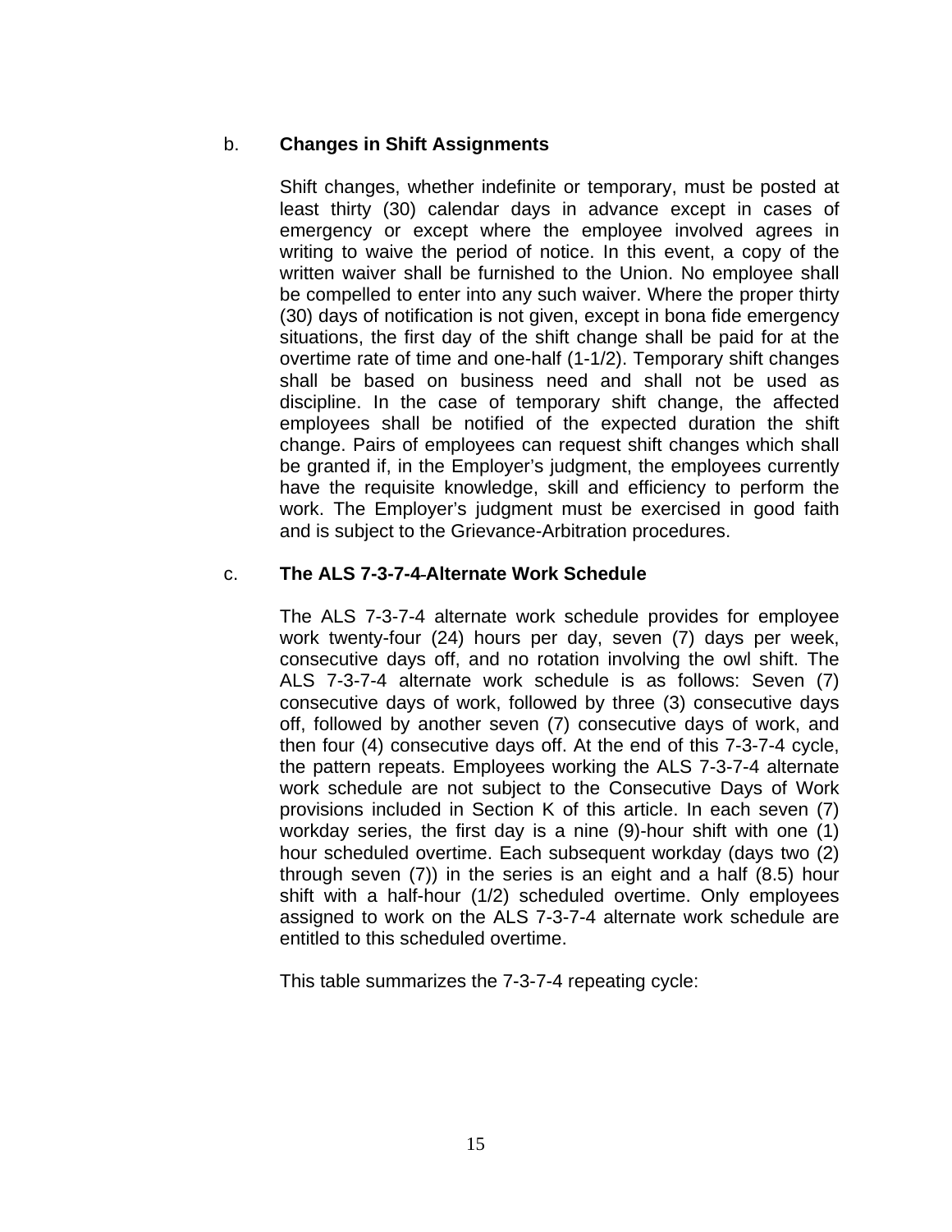b. **Changes in Shift Assignments**

Shift changes, whether indefinite or temporary, must be posted at least thirty (30) calendar days in advance except in cases of emergency or except where the employee involved agrees in writing to waive the period of notice. In this event, a copy of the written waiver shall be furnished to the Union. No employee shall be compelled to enter into any such waiver. Where the proper thirty (30) days of notification is not given, except in bona fide emergency situations, the first day of the shift change shall be paid for at the overtime rate of time and one-half (1-1/2). Temporary shift changes shall be based on business need and shall not be used as discipline. In the case of temporary shift change, the affected employees shall be notified of the expected duration the shift change. Pairs of employees can request shift changes which shall be granted if, in the Employer's judgment, the employees currently have the requisite knowledge, skill and efficiency to perform the work. The Employer's judgment must be exercised in good faith and is subject to the Grievance-Arbitration procedures.

c. **The ALS 7-3-7-4-Alternate Work Schedule**

The ALS 7-3-7-4 alternate work schedule provides for employee work twenty-four (24) hours per day, seven (7) days per week, consecutive days off, and no rotation involving the owl shift. The ALS 7-3-7-4 alternate work schedule is as follows: Seven (7) consecutive days of work, followed by three (3) consecutive days off, followed by another seven (7) consecutive days of work, and then four (4) consecutive days off. At the end of this 7-3-7-4 cycle, the pattern repeats. Employees working the ALS 7-3-7-4 alternate work schedule are not subject to the Consecutive Days of Work provisions included in Section K of this article. In each seven (7) workday series, the first day is a nine (9)-hour shift with one (1) hour scheduled overtime. Each subsequent workday (days two (2) through seven (7)) in the series is an eight and a half (8.5) hour shift with a half-hour (1/2) scheduled overtime. Only employees assigned to work on the ALS 7-3-7-4 alternate work schedule are entitled to this scheduled overtime.

This table summarizes the 7-3-7-4 repeating cycle: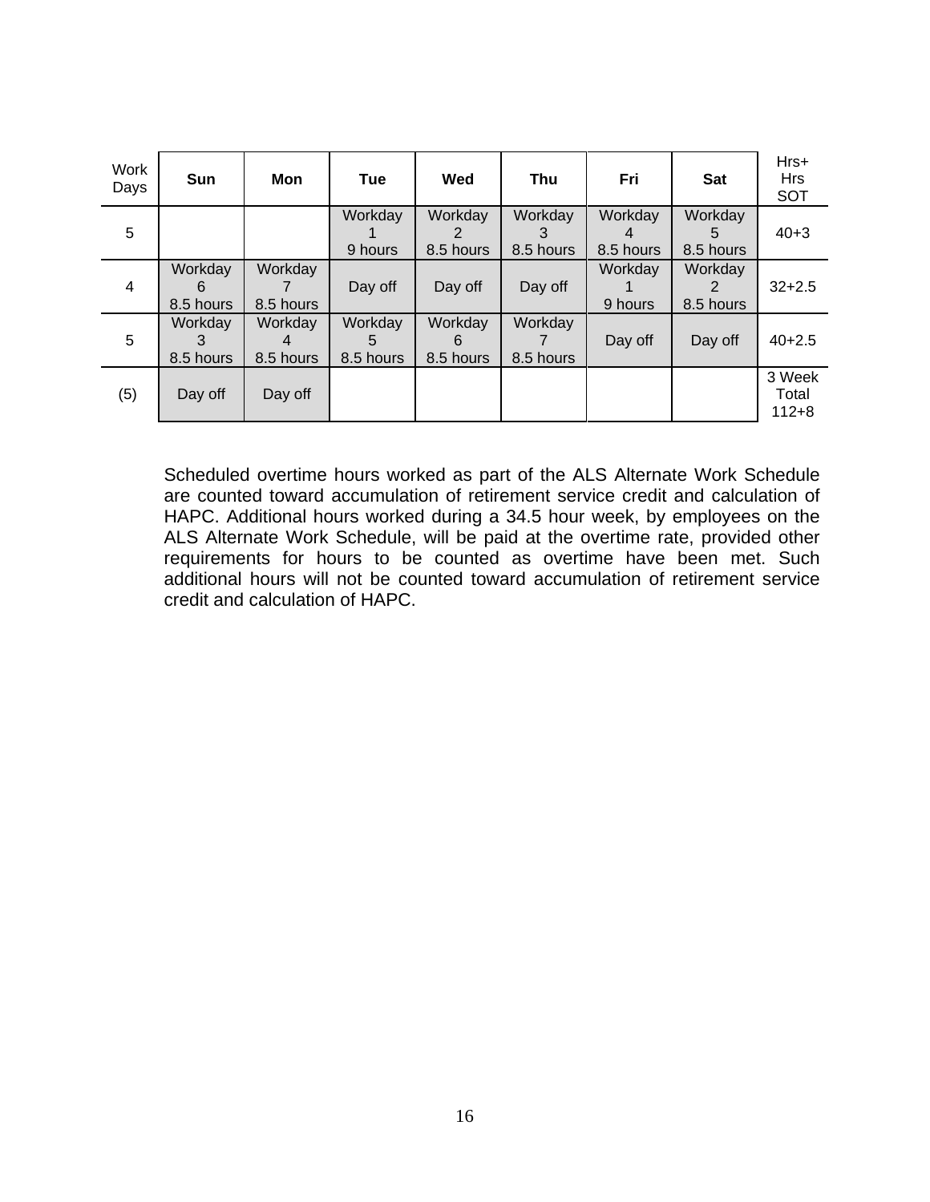| Work Days | Sun | Mon | Tue | Wed | Thu | Fri | Sat | Hrs+ Hrs SOT |
|---|---|---|---|---|---|---|---|---|
| 5 | | | Workday 1 9 hours | Workday 2 8.5 hours | Workday 3 8.5 hours | Workday 4 8.5 hours | Workday 5 8.5 hours | 40+3 |
| 4 | Workday 6 8.5 hours | Workday 7 8.5 hours | Day off | Day off | Day off | Workday 1 9 hours | Workday 2 8.5 hours | 32+2.5 |
| 5 | Workday 3 8.5 hours | Workday 4 8.5 hours | Workday 5 8.5 hours | Workday 6 8.5 hours | Workday 7 8.5 hours | Day off | Day off | 40+2.5 |
| (5) | Day off | Day off | | | | | | 3 Week Total 112+8 |

Scheduled overtime hours worked as part of the ALS Alternate Work Schedule are counted toward accumulation of retirement service credit and calculation of HAPC. Additional hours worked during a 34.5 hour week, by employees on the ALS Alternate Work Schedule, will be paid at the overtime rate, provided other requirements for hours to be counted as overtime have been met. Such additional hours will not be counted toward accumulation of retirement service credit and calculation of HAPC.